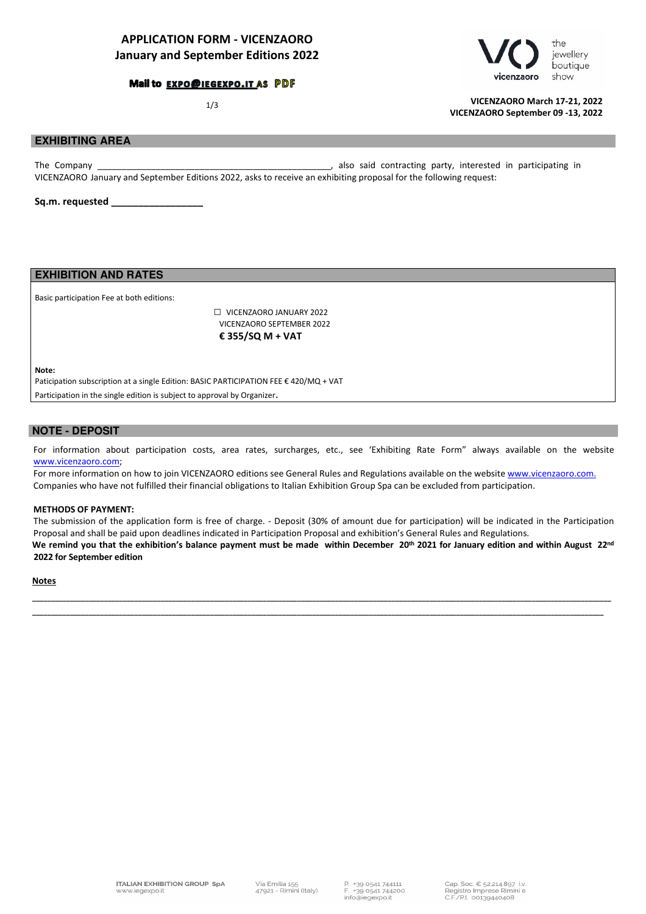# APPLICATION FORM - VICENZAORO January and September Editions 2022

**Mail to EXPO@IEGEXPO.IT AS PDF**

**VICENZAORO March 17-21, 2022**
**VICENZAORO September 09 -13, 2022**

## EXHIBITING AREA

The Company _______________________________________________, also said contracting party, interested in participating in VICENZAORO January and September Editions 2022, asks to receive an exhibiting proposal for the following request:

**Sq.m. requested _________________**

## EXHIBITION AND RATES

Basic participation Fee at both editions:

☐ VICENZAORO JANUARY 2022
VICENZAORO SEPTEMBER 2022
**€ 355/SQ M + VAT**

**Note:**
Paticipation subscription at a single Edition: BASIC PARTICIPATION FEE € 420/MQ + VAT
Participation in the single edition is subject to approval by Organizer.

## NOTE - DEPOSIT

For information about participation costs, area rates, surcharges, etc., see 'Exhibiting Rate Form" always available on the website www.vicenzaoro.com;
For more information on how to join VICENZAORO editions see General Rules and Regulations available on the website www.vicenzaoro.com.
Companies who have not fulfilled their financial obligations to Italian Exhibition Group Spa can be excluded from participation.

**METHODS OF PAYMENT:**
The submission of the application form is free of charge. - Deposit (30% of amount due for participation) will be indicated in the Participation Proposal and shall be paid upon deadlines indicated in Participation Proposal and exhibition's General Rules and Regulations.
**We remind you that the exhibition's balance payment must be made within December 20th 2021 for January edition and within August 22nd 2022 for September edition**

**Notes**

______________________________________________________________________________________________________________

______________________________________________________________________________________________________________

ITALIAN EXHIBITION GROUP SpA
www.iegexpo.it

Via Emilia 155
47921 - Rimini (Italy)

P. +39 0541 744111
F. +39 0541 744200
info@iegexpo.it

Cap. Soc. € 52.214.897 i.v.
Registro Imprese Rimini e
C.F./P.I. 00139440408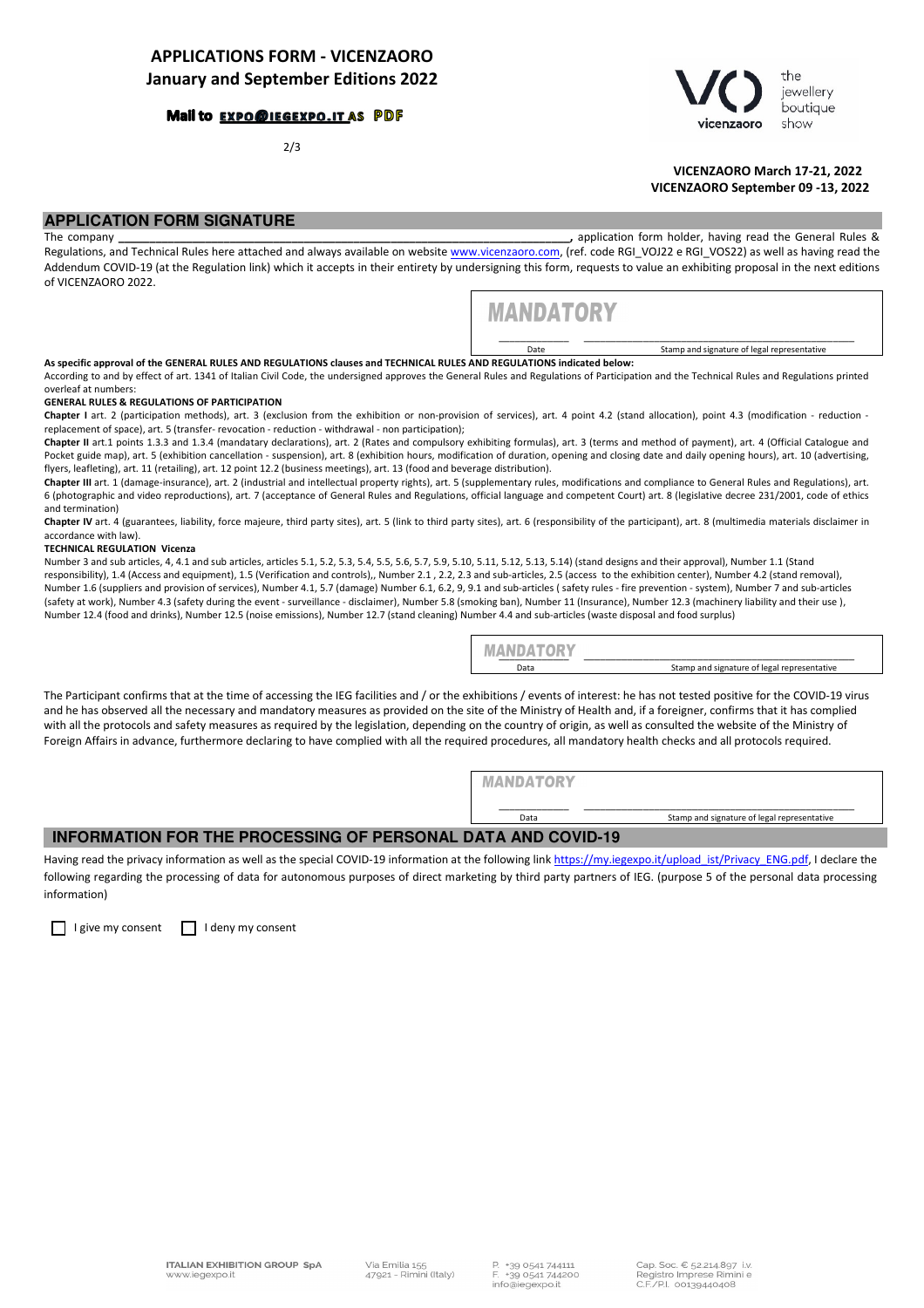# APPLICATIONS FORM - VICENZAORO

## January and September Editions 2022

**Mail to EXPO@IEGEXPO.IT AS PDF**

**VICENZAORO March 17-21, 2022**
**VICENZAORO September 09 -13, 2022**

## APPLICATION FORM SIGNATURE

The company ______________________________________________________________________, application form holder, having read the General Rules & Regulations, and Technical Rules here attached and always available on website www.vicenzaoro.com, (ref. code RGI_VOJ22 e RGI_VOS22) as well as having read the Addendum COVID-19 (at the Regulation link) which it accepts in their entirety by undersigning this form, requests to value an exhibiting proposal in the next editions of VICENZAORO 2022.

**MANDATORY**

___________ Date ____________________________________________ Stamp and signature of legal representative

**As specific approval of the GENERAL RULES AND REGULATIONS clauses and TECHNICAL RULES AND REGULATIONS indicated below:**

According to and by effect of art. 1341 of Italian Civil Code, the undersigned approves the General Rules and Regulations of Participation and the Technical Rules and Regulations printed overleaf at numbers:

**GENERAL RULES & REGULATIONS OF PARTICIPATION**

**Chapter I** art. 2 (participation methods), art. 3 (exclusion from the exhibition or non-provision of services), art. 4 point 4.2 (stand allocation), point 4.3 (modification - reduction - replacement of space), art. 5 (transfer- revocation - reduction - withdrawal - non participation);

**Chapter II** art.1 points 1.3.3 and 1.3.4 (mandatary declarations), art. 2 (Rates and compulsory exhibiting formulas), art. 3 (terms and method of payment), art. 4 (Official Catalogue and Pocket guide map), art. 5 (exhibition cancellation - suspension), art. 8 (exhibition hours, modification of duration, opening and closing date and daily opening hours), art. 10 (advertising, flyers, leafleting), art. 11 (retailing), art. 12 point 12.2 (business meetings), art. 13 (food and beverage distribution).

**Chapter III** art. 1 (damage-insurance), art. 2 (industrial and intellectual property rights), art. 5 (supplementary rules, modifications and compliance to General Rules and Regulations), art. 6 (photographic and video reproductions), art. 7 (acceptance of General Rules and Regulations, official language and competent Court) art. 8 (legislative decree 231/2001, code of ethics and termination)

**Chapter IV** art. 4 (guarantees, liability, force majeure, third party sites), art. 5 (link to third party sites), art. 6 (responsibility of the participant), art. 8 (multimedia materials disclaimer in accordance with law).

**TECHNICAL REGULATION Vicenza**

Number 3 and sub articles, 4, 4.1 and sub articles, articles 5.1, 5.2, 5.3, 5.4, 5.5, 5.6, 5.7, 5.9, 5.10, 5.11, 5.12, 5.13, 5.14) (stand designs and their approval), Number 1.1 (Stand responsibility), 1.4 (Access and equipment), 1.5 (Verification and controls),, Number 2.1 , 2.2, 2.3 and sub-articles, 2.5 (access to the exhibition center), Number 4.2 (stand removal), Number 1.6 (suppliers and provision of services), Number 4.1, 5.7 (damage) Number 6.1, 6.2, 9, 9.1 and sub-articles ( safety rules - fire prevention - system), Number 7 and sub-articles (safety at work), Number 4.3 (safety during the event - surveillance - disclaimer), Number 5.8 (smoking ban), Number 11 (Insurance), Number 12.3 (machinery liability and their use ), Number 12.4 (food and drinks), Number 12.5 (noise emissions), Number 12.7 (stand cleaning) Number 4.4 and sub-articles (waste disposal and food surplus)

**MANDATORY**

___________ Data ____________________________________________ Stamp and signature of legal representative

The Participant confirms that at the time of accessing the IEG facilities and / or the exhibitions / events of interest: he has not tested positive for the COVID-19 virus and he has observed all the necessary and mandatory measures as provided on the site of the Ministry of Health and, if a foreigner, confirms that it has complied with all the protocols and safety measures as required by the legislation, depending on the country of origin, as well as consulted the website of the Ministry of Foreign Affairs in advance, furthermore declaring to have complied with all the required procedures, all mandatory health checks and all protocols required.

**MANDATORY**

___________ Data ____________________________________________ Stamp and signature of legal representative

## INFORMATION FOR THE PROCESSING OF PERSONAL DATA AND COVID-19

Having read the privacy information as well as the special COVID-19 information at the following link https://my.iegexpo.it/upload_ist/Privacy_ENG.pdf, I declare the following regarding the processing of data for autonomous purposes of direct marketing by third party partners of IEG. (purpose 5 of the personal data processing information)

☐ I give my consent ☐ I deny my consent

ITALIAN EXHIBITION GROUP SpA
www.iegexpo.it

Via Emilia 155
47921 - Rimini (Italy)

P. +39 0541 744111
F. +39 0541 744200
info@iegexpo.it

Cap. Soc. € 52.214.897 i.v.
Registro Imprese Rimini e
C.F./P.I. 00139440408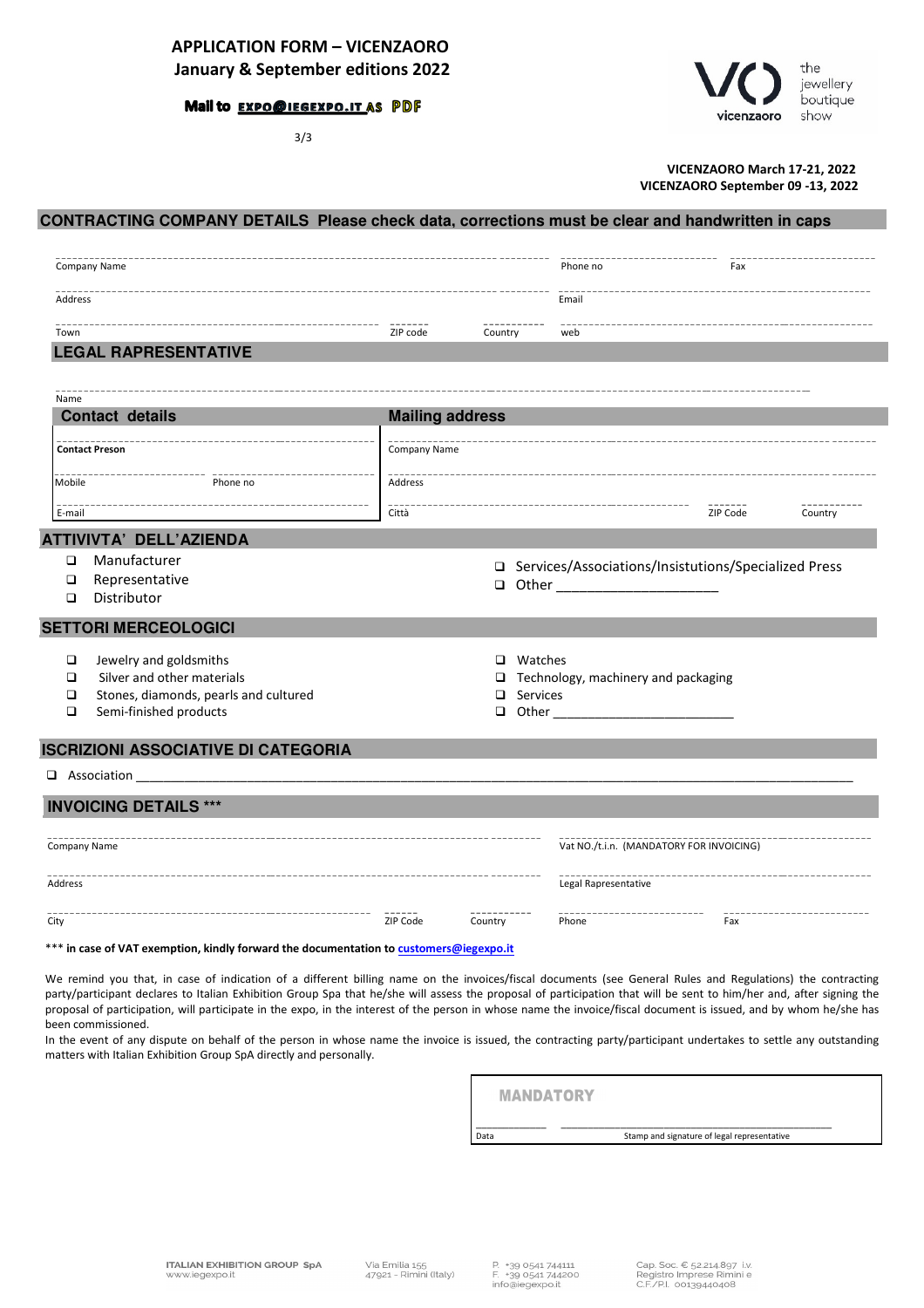# APPLICATION FORM – VICENZAORO
## January & September editions 2022

**Mail to** EXPO@IEGEXPO.IT AS **PDF**

VICENZAORO the jewellery boutique show

**VICENZAORO March 17-21, 2022**
**VICENZAORO September 09 -13, 2022**

## CONTRACTING COMPANY DETAILS Please check data, corrections must be clear and handwritten in caps

Company Name ______________________ Phone no ____________ Fax ____________

Address ______________________ Email ______________________

Town ____________ ZIP code ______ Country ______ web ______________________

## LEGAL RAPRESENTATIVE

Name ______________________

## Contact details

Contact Preson ______________________

Mobile ____________ Phone no ____________

E-mail ______________________

## Mailing address

Company Name ______________________

Address ______________________

Città ____________ ZIP Code ______ Country ______

## ATTIVIVTA' DELL'AZIENDA

- ❑ Manufacturer
- ❑ Representative
- ❑ Distributor
- ❑ Services/Associations/Insistutions/Specialized Press
- ❑ Other ______________________

## SETTORI MERCEOLOGICI

- ❑ Jewelry and goldsmiths
- ❑ Silver and other materials
- ❑ Stones, diamonds, pearls and cultured
- ❑ Semi-finished products
- ❑ Watches
- ❑ Technology, machinery and packaging
- ❑ Services
- ❑ Other ______________________

## ISCRIZIONI ASSOCIATIVE DI CATEGORIA

❑ Association ______________________

## INVOICING DETAILS ***

Company Name ______________________ Vat NO./t.i.n. (MANDATORY FOR INVOICING) ______________________

Address ______________________ Legal Representative ______________________

City ____________ ZIP Code ______ Country ______ Phone ____________ Fax ____________

*** **in case of VAT exemption, kindly forward the documentation to customers@iegexpo.it**

We remind you that, in case of indication of a different billing name on the invoices/fiscal documents (see General Rules and Regulations) the contracting party/participant declares to Italian Exhibition Group Spa that he/she will assess the proposal of participation that will be sent to him/her and, after signing the proposal of participation, will participate in the expo, in the interest of the person in whose name the invoice/fiscal document is issued, and by whom he/she has been commissioned.

In the event of any dispute on behalf of the person in whose name the invoice is issued, the contracting party/participant undertakes to settle any outstanding matters with Italian Exhibition Group SpA directly and personally.

**MANDATORY**

Data ____________ Stamp and signature of legal representative ______________________

ITALIAN EXHIBITION GROUP SpA
www.iegexpo.it

Via Emilia 155
47921 - Rimini (Italy)

P. +39 0541 744111
F. +39 0541 744200
info@iegexpo.it

Cap. Soc. € 52.214.897 i.v.
Registro Imprese Rimini e
C.F./P.I. 00139440408